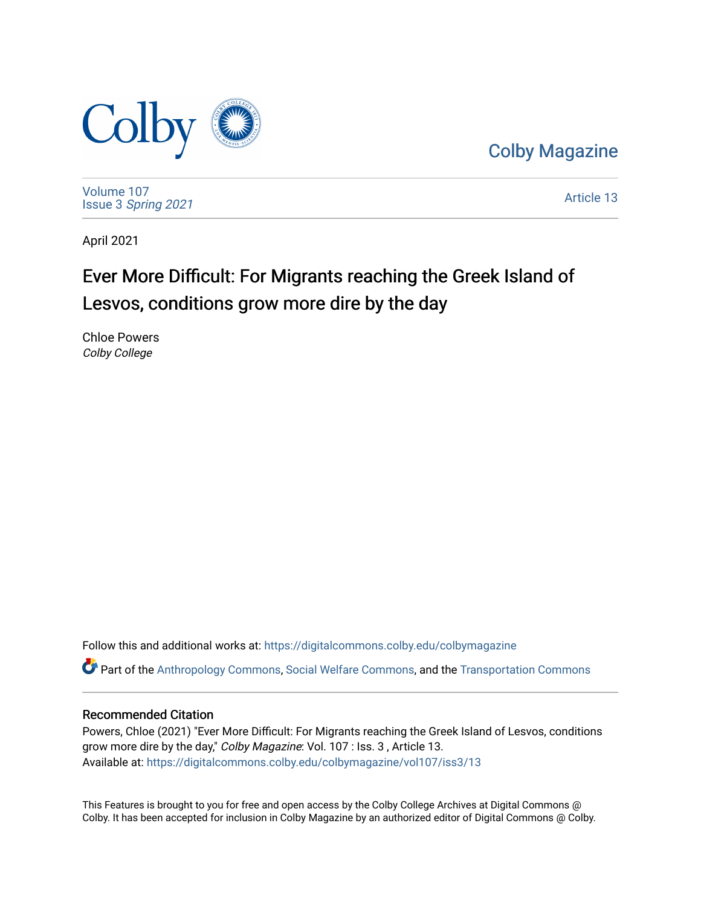Colby Magazine

Volume 107
Issue 3 *Spring 2021*

Article 13

April 2021

# Ever More Difficult: For Migrants reaching the Greek Island of Lesvos, conditions grow more dire by the day

Chloe Powers
*Colby College*

Follow this and additional works at: https://digitalcommons.colby.edu/colbymagazine

Part of the Anthropology Commons, Social Welfare Commons, and the Transportation Commons

## Recommended Citation

Powers, Chloe (2021) "Ever More Difficult: For Migrants reaching the Greek Island of Lesvos, conditions grow more dire by the day," *Colby Magazine*: Vol. 107 : Iss. 3 , Article 13.
Available at: https://digitalcommons.colby.edu/colbymagazine/vol107/iss3/13

This Features is brought to you for free and open access by the Colby College Archives at Digital Commons @ Colby. It has been accepted for inclusion in Colby Magazine by an authorized editor of Digital Commons @ Colby.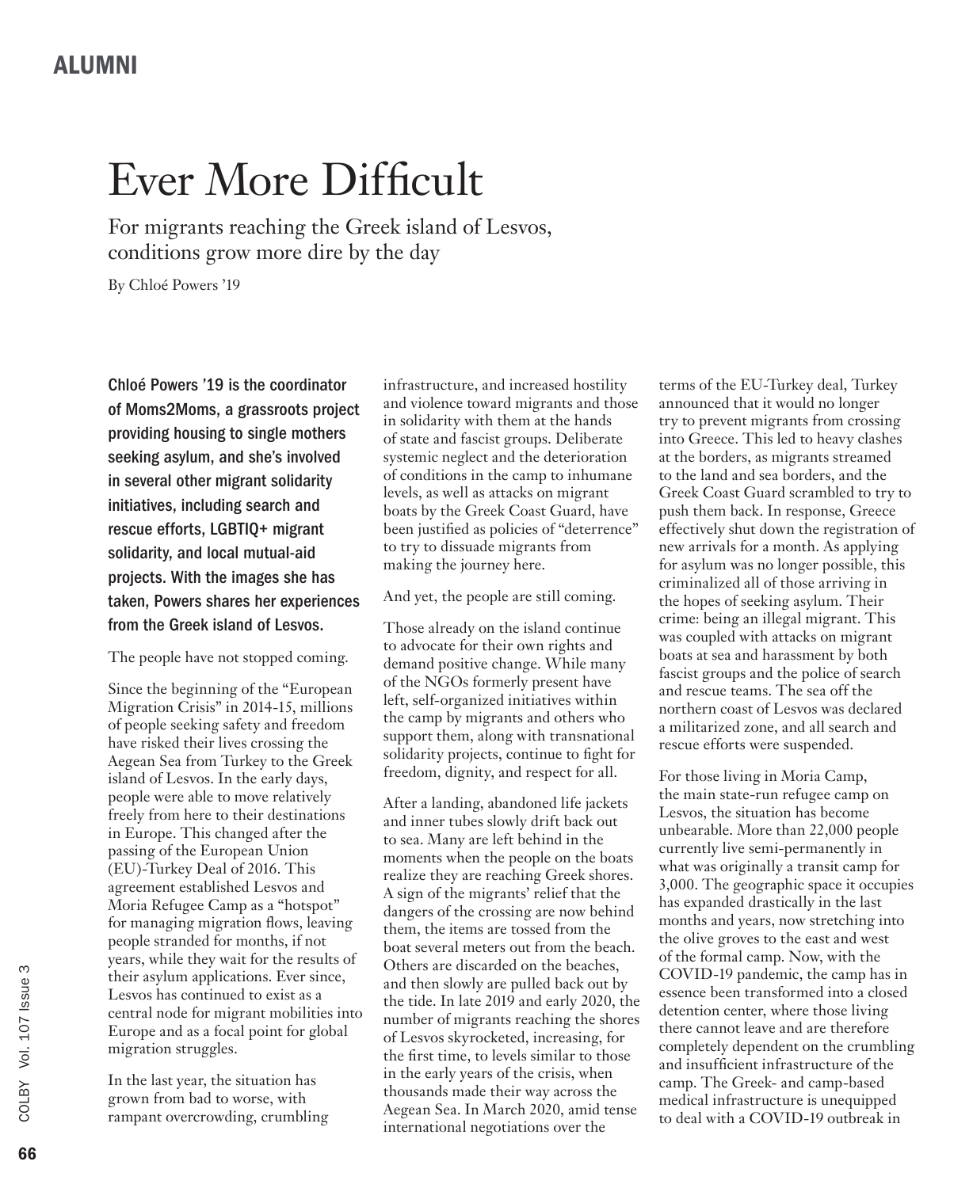# Ever More Difficult

For migrants reaching the Greek island of Lesvos, conditions grow more dire by the day

By Chloé Powers '19

**Chloé Powers '19 is the coordinator of Moms2Moms, a grassroots project providing housing to single mothers seeking asylum, and she's involved in several other migrant solidarity initiatives, including search and rescue efforts, LGBTIQ+ migrant solidarity, and local mutual-aid projects. With the images she has taken, Powers shares her experiences from the Greek island of Lesvos.**

The people have not stopped coming.

Since the beginning of the "European Migration Crisis" in 2014-15, millions of people seeking safety and freedom have risked their lives crossing the Aegean Sea from Turkey to the Greek island of Lesvos. In the early days, people were able to move relatively freely from here to their destinations in Europe. This changed after the passing of the European Union (EU)-Turkey Deal of 2016. This agreement established Lesvos and Moria Refugee Camp as a "hotspot" for managing migration flows, leaving people stranded for months, if not years, while they wait for the results of their asylum applications. Ever since, Lesvos has continued to exist as a central node for migrant mobilities into Europe and as a focal point for global migration struggles.

In the last year, the situation has grown from bad to worse, with rampant overcrowding, crumbling infrastructure, and increased hostility and violence toward migrants and those in solidarity with them at the hands of state and fascist groups. Deliberate systemic neglect and the deterioration of conditions in the camp to inhumane levels, as well as attacks on migrant boats by the Greek Coast Guard, have been justified as policies of "deterrence" to try to dissuade migrants from making the journey here.

And yet, the people are still coming.

Those already on the island continue to advocate for their own rights and demand positive change. While many of the NGOs formerly present have left, self-organized initiatives within the camp by migrants and others who support them, along with transnational solidarity projects, continue to fight for freedom, dignity, and respect for all.

After a landing, abandoned life jackets and inner tubes slowly drift back out to sea. Many are left behind in the moments when the people on the boats realize they are reaching Greek shores. A sign of the migrants' relief that the dangers of the crossing are now behind them, the items are tossed from the boat several meters out from the beach. Others are discarded on the beaches, and then slowly are pulled back out by the tide. In late 2019 and early 2020, the number of migrants reaching the shores of Lesvos skyrocketed, increasing, for the first time, to levels similar to those in the early years of the crisis, when thousands made their way across the Aegean Sea. In March 2020, amid tense international negotiations over the terms of the EU-Turkey deal, Turkey announced that it would no longer try to prevent migrants from crossing into Greece. This led to heavy clashes at the borders, as migrants streamed to the land and sea borders, and the Greek Coast Guard scrambled to try to push them back. In response, Greece effectively shut down the registration of new arrivals for a month. As applying for asylum was no longer possible, this criminalized all of those arriving in the hopes of seeking asylum. Their crime: being an illegal migrant. This was coupled with attacks on migrant boats at sea and harassment by both fascist groups and the police of search and rescue teams. The sea off the northern coast of Lesvos was declared a militarized zone, and all search and rescue efforts were suspended.

For those living in Moria Camp, the main state-run refugee camp on Lesvos, the situation has become unbearable. More than 22,000 people currently live semi-permanently in what was originally a transit camp for 3,000. The geographic space it occupies has expanded drastically in the last months and years, now stretching into the olive groves to the east and west of the formal camp. Now, with the COVID-19 pandemic, the camp has in essence been transformed into a closed detention center, where those living there cannot leave and are therefore completely dependent on the crumbling and insufficient infrastructure of the camp. The Greek- and camp-based medical infrastructure is unequipped to deal with a COVID-19 outbreak in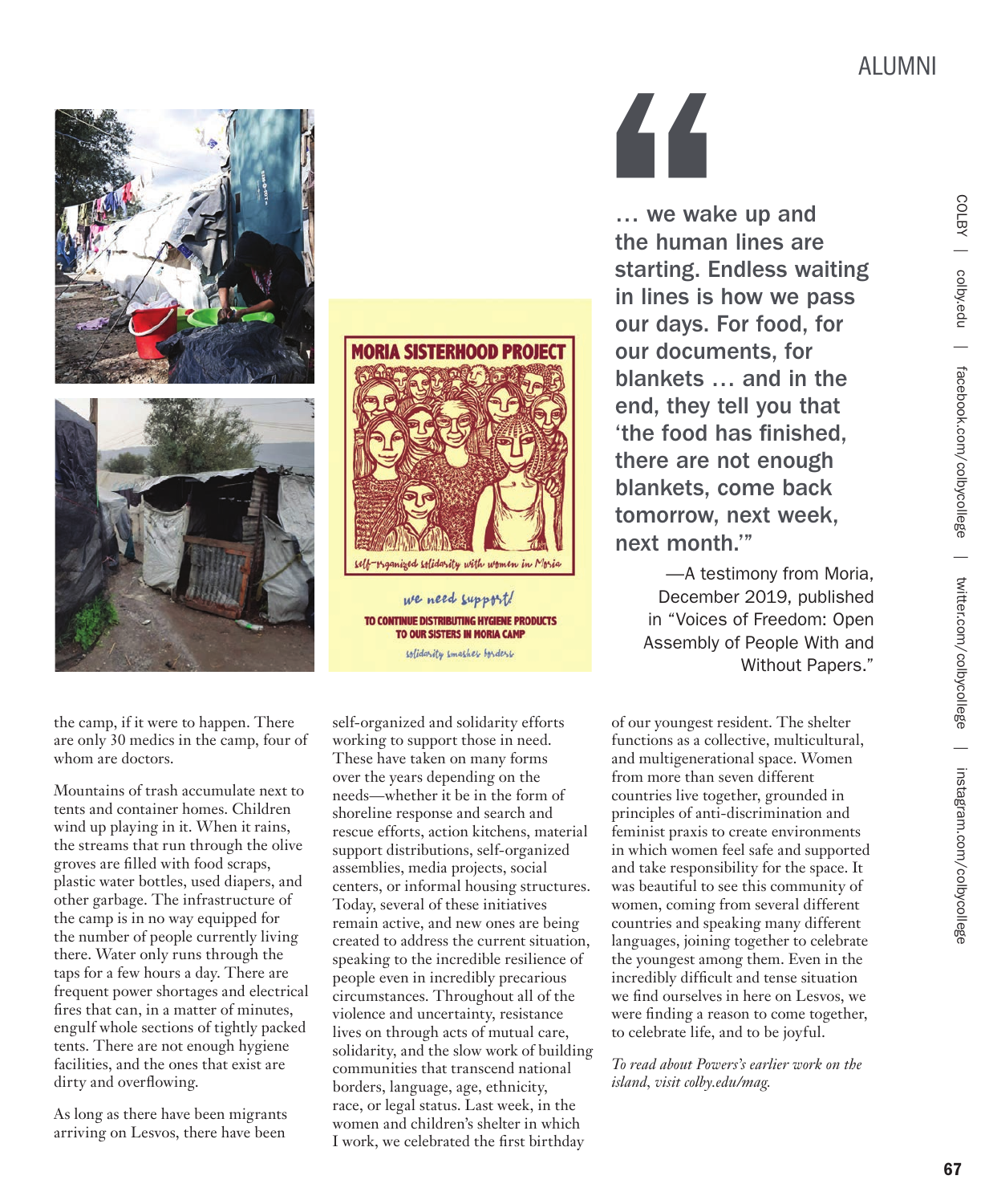the camp, if it were to happen. There are only 30 medics in the camp, four of whom are doctors.

Mountains of trash accumulate next to tents and container homes. Children wind up playing in it. When it rains, the streams that run through the olive groves are filled with food scraps, plastic water bottles, used diapers, and other garbage. The infrastructure of the camp is in no way equipped for the number of people currently living there. Water only runs through the taps for a few hours a day. There are frequent power shortages and electrical fires that can, in a matter of minutes, engulf whole sections of tightly packed tents. There are not enough hygiene facilities, and the ones that exist are dirty and overflowing.

As long as there have been migrants arriving on Lesvos, there have been self-organized and solidarity efforts working to support those in need. These have taken on many forms over the years depending on the needs—whether it be in the form of shoreline response and search and rescue efforts, action kitchens, material support distributions, self-organized assemblies, media projects, social centers, or informal housing structures. Today, several of these initiatives remain active, and new ones are being created to address the current situation, speaking to the incredible resilience of people even in incredibly precarious circumstances. Throughout all of the violence and uncertainty, resistance lives on through acts of mutual care, solidarity, and the slow work of building communities that transcend national borders, language, age, ethnicity, race, or legal status. Last week, in the women and children's shelter in which I work, we celebrated the first birthday of our youngest resident. The shelter functions as a collective, multicultural, and multigenerational space. Women from more than seven different countries live together, grounded in principles of anti-discrimination and feminist praxis to create environments in which women feel safe and supported and take responsibility for the space. It was beautiful to see this community of women, coming from several different countries and speaking many different languages, joining together to celebrate the youngest among them. Even in the incredibly difficult and tense situation we find ourselves in here on Lesvos, we were finding a reason to come together, to celebrate life, and to be joyful.

*To read about Powers's earlier work on the island, visit colby.edu/mag.*

**… we wake up and the human lines are starting. Endless waiting in lines is how we pass our days. For food, for our documents, for blankets … and in the end, they tell you that 'the food has finished, there are not enough blankets, come back tomorrow, next week, next month.'"**

—A testimony from Moria, December 2019, published in "Voices of Freedom: Open Assembly of People With and Without Papers."